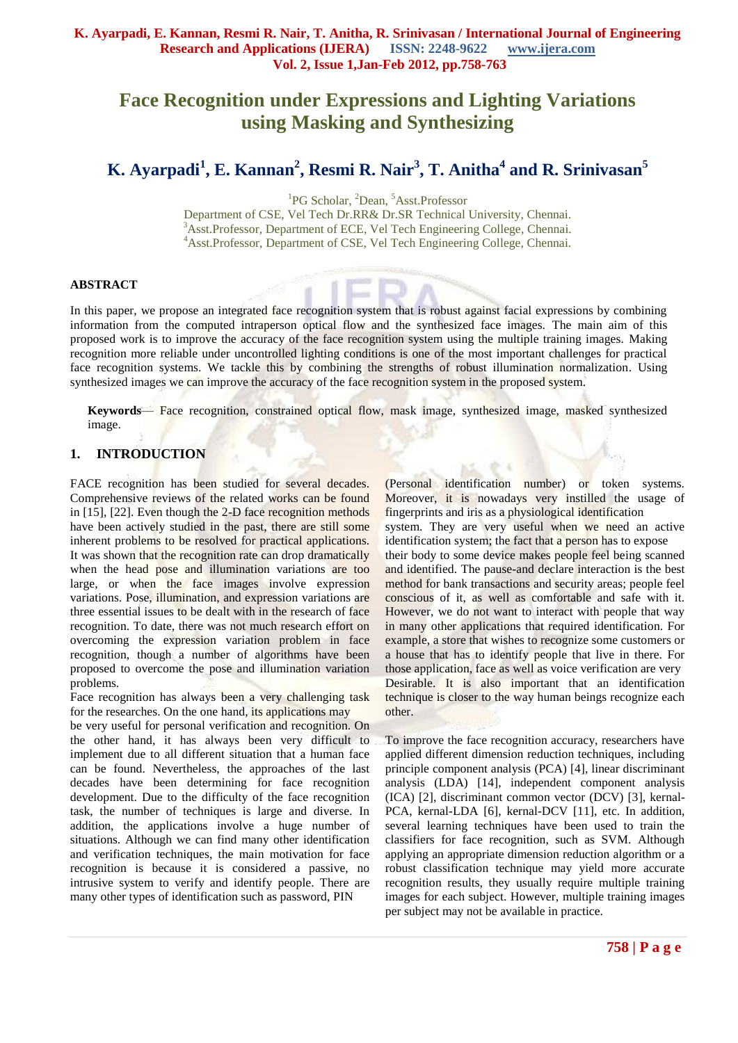# Face Recognition under Expressions and Lighting Variations using Masking and Synthesizing

## K. Ayarpadi[1], E. Kannan[2], Resmi R. Nair[3], T. Anitha[4] and R. Srinivasan[5]

[1]PG Scholar, [2]Dean, [5]Asst.Professor
Department of CSE, Vel Tech Dr.RR& Dr.SR Technical University, Chennai.
[3]Asst.Professor, Department of ECE, Vel Tech Engineering College, Chennai.
[4]Asst.Professor, Department of CSE, Vel Tech Engineering College, Chennai.

### ABSTRACT

In this paper, we propose an integrated face recognition system that is robust against facial expressions by combining information from the computed intraperson optical flow and the synthesized face images. The main aim of this proposed work is to improve the accuracy of the face recognition system using the multiple training images. Making recognition more reliable under uncontrolled lighting conditions is one of the most important challenges for practical face recognition systems. We tackle this by combining the strengths of robust illumination normalization. Using synthesized images we can improve the accuracy of the face recognition system in the proposed system.

**Keywords**— Face recognition, constrained optical flow, mask image, synthesized image, masked synthesized image.

## 1. INTRODUCTION

FACE recognition has been studied for several decades. Comprehensive reviews of the related works can be found in [15], [22]. Even though the 2-D face recognition methods have been actively studied in the past, there are still some inherent problems to be resolved for practical applications. It was shown that the recognition rate can drop dramatically when the head pose and illumination variations are too large, or when the face images involve expression variations. Pose, illumination, and expression variations are three essential issues to be dealt with in the research of face recognition. To date, there was not much research effort on overcoming the expression variation problem in face recognition, though a number of algorithms have been proposed to overcome the pose and illumination variation problems.

Face recognition has always been a very challenging task for the researches. On the one hand, its applications may be very useful for personal verification and recognition. On the other hand, it has always been very difficult to implement due to all different situation that a human face can be found. Nevertheless, the approaches of the last decades have been determining for face recognition development. Due to the difficulty of the face recognition task, the number of techniques is large and diverse. In addition, the applications involve a huge number of situations. Although we can find many other identification and verification techniques, the main motivation for face recognition is because it is considered a passive, no intrusive system to verify and identify people. There are many other types of identification such as password, PIN (Personal identification number) or token systems. Moreover, it is nowadays very instilled the usage of fingerprints and iris as a physiological identification system. They are very useful when we need an active identification system; the fact that a person has to expose their body to some device makes people feel being scanned and identified. The pause-and declare interaction is the best method for bank transactions and security areas; people feel conscious of it, as well as comfortable and safe with it. However, we do not want to interact with people that way in many other applications that required identification. For example, a store that wishes to recognize some customers or a house that has to identify people that live in there. For those application, face as well as voice verification are very Desirable. It is also important that an identification technique is closer to the way human beings recognize each other.

To improve the face recognition accuracy, researchers have applied different dimension reduction techniques, including principle component analysis (PCA) [4], linear discriminant analysis (LDA) [14], independent component analysis (ICA) [2], discriminant common vector (DCV) [3], kernal-PCA, kernal-LDA [6], kernal-DCV [11], etc. In addition, several learning techniques have been used to train the classifiers for face recognition, such as SVM. Although applying an appropriate dimension reduction algorithm or a robust classification technique may yield more accurate recognition results, they usually require multiple training images for each subject. However, multiple training images per subject may not be available in practice.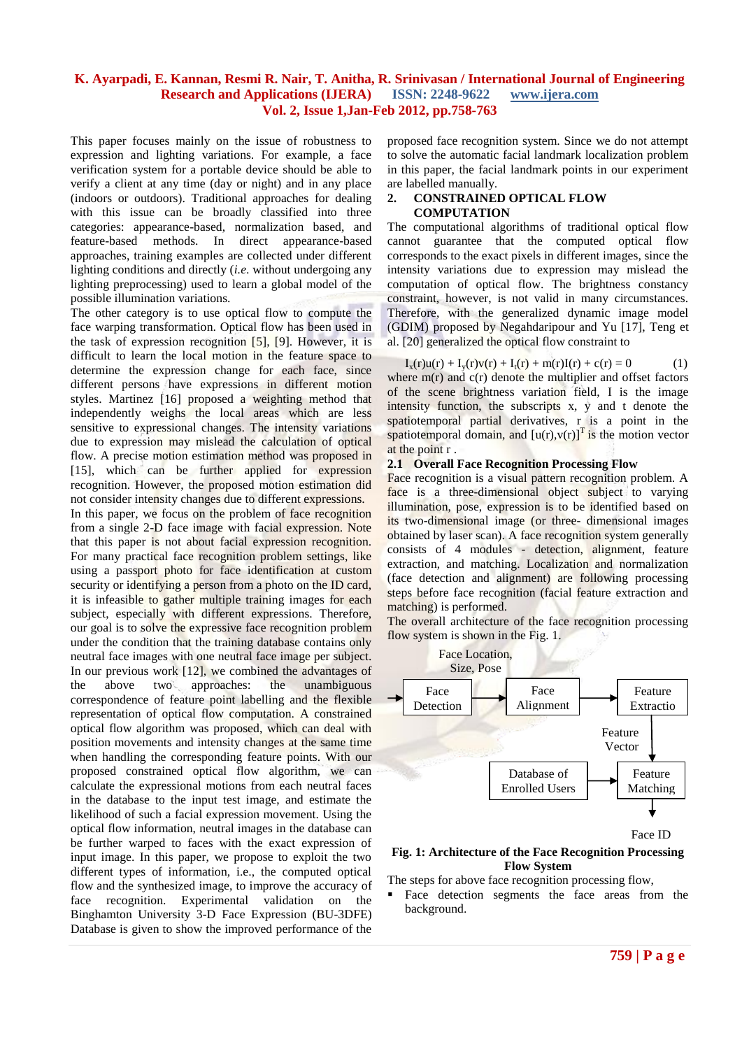This paper focuses mainly on the issue of robustness to expression and lighting variations. For example, a face verification system for a portable device should be able to verify a client at any time (day or night) and in any place (indoors or outdoors). Traditional approaches for dealing with this issue can be broadly classified into three categories: appearance-based, normalization based, and feature-based methods. In direct appearance-based approaches, training examples are collected under different lighting conditions and directly (*i.e.* without undergoing any lighting preprocessing) used to learn a global model of the possible illumination variations.

The other category is to use optical flow to compute the face warping transformation. Optical flow has been used in the task of expression recognition [5], [9]. However, it is difficult to learn the local motion in the feature space to determine the expression change for each face, since different persons have expressions in different motion styles. Martinez [16] proposed a weighting method that independently weighs the local areas which are less sensitive to expressional changes. The intensity variations due to expression may mislead the calculation of optical flow. A precise motion estimation method was proposed in [15], which can be further applied for expression recognition. However, the proposed motion estimation did not consider intensity changes due to different expressions.

In this paper, we focus on the problem of face recognition from a single 2-D face image with facial expression. Note that this paper is not about facial expression recognition. For many practical face recognition problem settings, like using a passport photo for face identification at custom security or identifying a person from a photo on the ID card, it is infeasible to gather multiple training images for each subject, especially with different expressions. Therefore, our goal is to solve the expressive face recognition problem under the condition that the training database contains only neutral face images with one neutral face image per subject. In our previous work [12], we combined the advantages of the above two approaches: the unambiguous correspondence of feature point labelling and the flexible representation of optical flow computation. A constrained optical flow algorithm was proposed, which can deal with position movements and intensity changes at the same time when handling the corresponding feature points. With our proposed constrained optical flow algorithm, we can calculate the expressional motions from each neutral faces in the database to the input test image, and estimate the likelihood of such a facial expression movement. Using the optical flow information, neutral images in the database can be further warped to faces with the exact expression of input image. In this paper, we propose to exploit the two different types of information, i.e., the computed optical flow and the synthesized image, to improve the accuracy of face recognition. Experimental validation on the Binghamton University 3-D Face Expression (BU-3DFE) Database is given to show the improved performance of the proposed face recognition system. Since we do not attempt to solve the automatic facial landmark localization problem in this paper, the facial landmark points in our experiment are labelled manually.

## 2. CONSTRAINED OPTICAL FLOW COMPUTATION

The computational algorithms of traditional optical flow cannot guarantee that the computed optical flow corresponds to the exact pixels in different images, since the intensity variations due to expression may mislead the computation of optical flow. The brightness constancy constraint, however, is not valid in many circumstances. Therefore, with the generalized dynamic image model (GDIM) proposed by Negahdaripour and Yu [17], Teng et al. [20] generalized the optical flow constraint to

$$I_x(r)u(r) + I_y(r)v(r) + I_t(r) + m(r)I(r) + c(r) = 0 \qquad (1)$$

where m(r) and c(r) denote the multiplier and offset factors of the scene brightness variation field, I is the image intensity function, the subscripts x, y and t denote the spatiotemporal partial derivatives, r is a point in the spatiotemporal domain, and $[u(r),v(r)]^T$ is the motion vector at the point r .

### 2.1 Overall Face Recognition Processing Flow

Face recognition is a visual pattern recognition problem. A face is a three-dimensional object subject to varying illumination, pose, expression is to be identified based on its two-dimensional image (or three- dimensional images obtained by laser scan). A face recognition system generally consists of 4 modules - detection, alignment, feature extraction, and matching. Localization and normalization (face detection and alignment) are following processing steps before face recognition (facial feature extraction and matching) is performed.

The overall architecture of the face recognition processing flow system is shown in the Fig. 1.

Face Location, Size, Pose

Face Detection

Face Alignment

Feature Extractio

Feature Vector

Database of Enrolled Users

Feature Matching

Face ID

**Fig. 1: Architecture of the Face Recognition Processing Flow System**

The steps for above face recognition processing flow,

- Face detection segments the face areas from the background.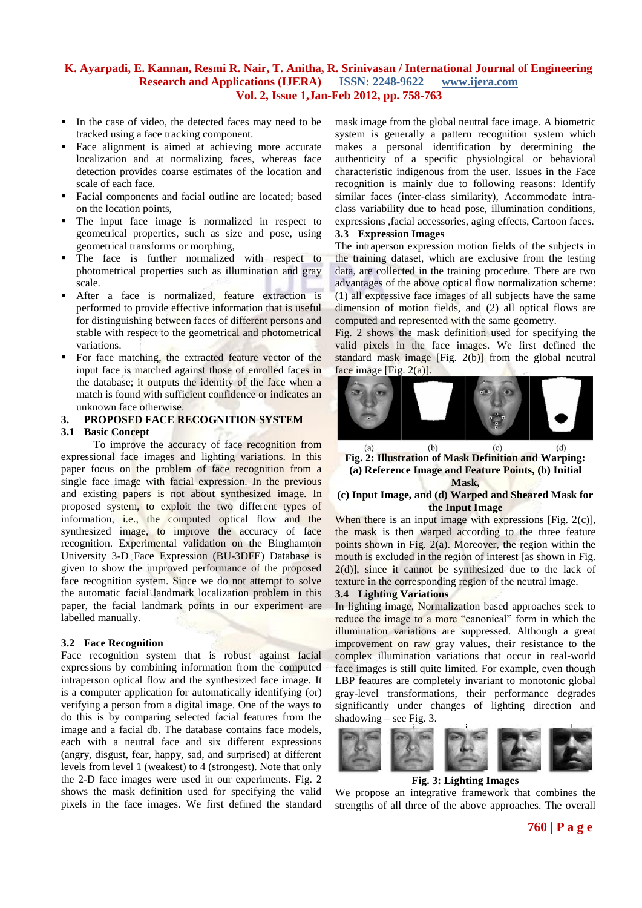- In the case of video, the detected faces may need to be tracked using a face tracking component.
- Face alignment is aimed at achieving more accurate localization and at normalizing faces, whereas face detection provides coarse estimates of the location and scale of each face.
- Facial components and facial outline are located; based on the location points,
- The input face image is normalized in respect to geometrical properties, such as size and pose, using geometrical transforms or morphing,
- The face is further normalized with respect to photometrical properties such as illumination and gray scale.
- After a face is normalized, feature extraction is performed to provide effective information that is useful for distinguishing between faces of different persons and stable with respect to the geometrical and photometrical variations.
- For face matching, the extracted feature vector of the input face is matched against those of enrolled faces in the database; it outputs the identity of the face when a match is found with sufficient confidence or indicates an unknown face otherwise.

## 3. PROPOSED FACE RECOGNITION SYSTEM

### 3.1 Basic Concept

To improve the accuracy of face recognition from expressional face images and lighting variations. In this paper focus on the problem of face recognition from a single face image with facial expression. In the previous and existing papers is not about synthesized image. In proposed system, to exploit the two different types of information, i.e., the computed optical flow and the synthesized image, to improve the accuracy of face recognition. Experimental validation on the Binghamton University 3-D Face Expression (BU-3DFE) Database is given to show the improved performance of the proposed face recognition system. Since we do not attempt to solve the automatic facial landmark localization problem in this paper, the facial landmark points in our experiment are labelled manually.

### 3.2 Face Recognition

Face recognition system that is robust against facial expressions by combining information from the computed intraperson optical flow and the synthesized face image. It is a computer application for automatically identifying (or) verifying a person from a digital image. One of the ways to do this is by comparing selected facial features from the image and a facial db. The database contains face models, each with a neutral face and six different expressions (angry, disgust, fear, happy, sad, and surprised) at different levels from level 1 (weakest) to 4 (strongest). Note that only the 2-D face images were used in our experiments. Fig. 2 shows the mask definition used for specifying the valid pixels in the face images. We first defined the standard mask image from the global neutral face image. A biometric system is generally a pattern recognition system which makes a personal identification by determining the authenticity of a specific physiological or behavioral characteristic indigenous from the user. Issues in the Face recognition is mainly due to following reasons: Identify similar faces (inter-class similarity), Accommodate intra-class variability due to head pose, illumination conditions, expressions ,facial accessories, aging effects, Cartoon faces.

### 3.3 Expression Images

The intraperson expression motion fields of the subjects in the training dataset, which are exclusive from the testing data, are collected in the training procedure. There are two advantages of the above optical flow normalization scheme: (1) all expressive face images of all subjects have the same dimension of motion fields, and (2) all optical flows are computed and represented with the same geometry.

Fig. 2 shows the mask definition used for specifying the valid pixels in the face images. We first defined the standard mask image [Fig. 2(b)] from the global neutral face image [Fig. 2(a)].

(a) (b) (c) (d)

**Fig. 2: Illustration of Mask Definition and Warping: (a) Reference Image and Feature Points, (b) Initial Mask, (c) Input Image, and (d) Warped and Sheared Mask for the Input Image**

When there is an input image with expressions [Fig. 2(c)], the mask is then warped according to the three feature points shown in Fig. 2(a). Moreover, the region within the mouth is excluded in the region of interest [as shown in Fig. 2(d)], since it cannot be synthesized due to the lack of texture in the corresponding region of the neutral image.

### 3.4 Lighting Variations

In lighting image, Normalization based approaches seek to reduce the image to a more "canonical" form in which the illumination variations are suppressed. Although a great improvement on raw gray values, their resistance to the complex illumination variations that occur in real-world face images is still quite limited. For example, even though LBP features are completely invariant to monotonic global gray-level transformations, their performance degrades significantly under changes of lighting direction and shadowing – see Fig. 3.

**Fig. 3: Lighting Images**

We propose an integrative framework that combines the strengths of all three of the above approaches. The overall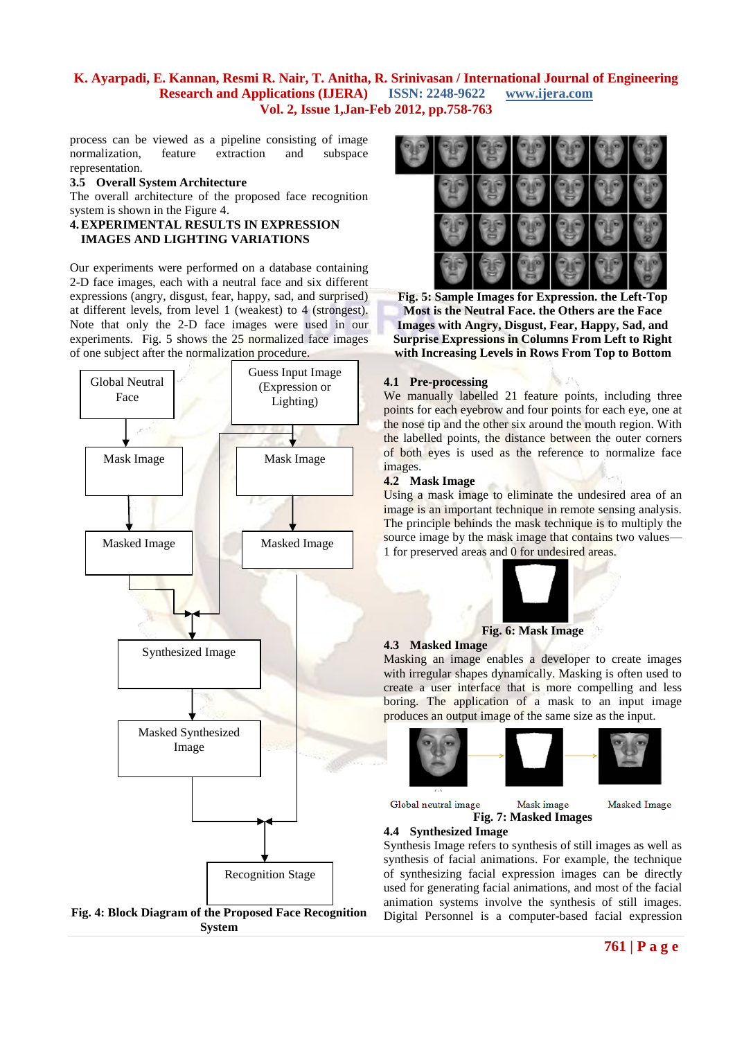process can be viewed as a pipeline consisting of image normalization, feature extraction and subspace representation.

### 3.5 Overall System Architecture

The overall architecture of the proposed face recognition system is shown in the Figure 4.

## 4. EXPERIMENTAL RESULTS IN EXPRESSION IMAGES AND LIGHTING VARIATIONS

Our experiments were performed on a database containing 2-D face images, each with a neutral face and six different expressions (angry, disgust, fear, happy, sad, and surprised) at different levels, from level 1 (weakest) to 4 (strongest). Note that only the 2-D face images were used in our experiments. Fig. 5 shows the 25 normalized face images of one subject after the normalization procedure.

Global Neutral Face

Guess Input Image (Expression or Lighting)

Mask Image

Mask Image

Masked Image

Masked Image

Synthesized Image

Masked Synthesized Image

Recognition Stage

**Fig. 4: Block Diagram of the Proposed Face Recognition System**

**Fig. 5: Sample Images for Expression. the Left-Top Most is the Neutral Face. the Others are the Face Images with Angry, Disgust, Fear, Happy, Sad, and Surprise Expressions in Columns From Left to Right with Increasing Levels in Rows From Top to Bottom**

### 4.1 Pre-processing

We manually labelled 21 feature points, including three points for each eyebrow and four points for each eye, one at the nose tip and the other six around the mouth region. With the labelled points, the distance between the outer corners of both eyes is used as the reference to normalize face images.

### 4.2 Mask Image

Using a mask image to eliminate the undesired area of an image is an important technique in remote sensing analysis. The principle behinds the mask technique is to multiply the source image by the mask image that contains two values—1 for preserved areas and 0 for undesired areas.

**Fig. 6: Mask Image**

### 4.3 Masked Image

Masking an image enables a developer to create images with irregular shapes dynamically. Masking is often used to create a user interface that is more compelling and less boring. The application of a mask to an input image produces an output image of the same size as the input.

Global neutral image Mask image Masked Image

**Fig. 7: Masked Images**

### 4.4 Synthesized Image

Synthesis Image refers to synthesis of still images as well as synthesis of facial animations. For example, the technique of synthesizing facial expression images can be directly used for generating facial animations, and most of the facial animation systems involve the synthesis of still images. Digital Personnel is a computer-based facial expression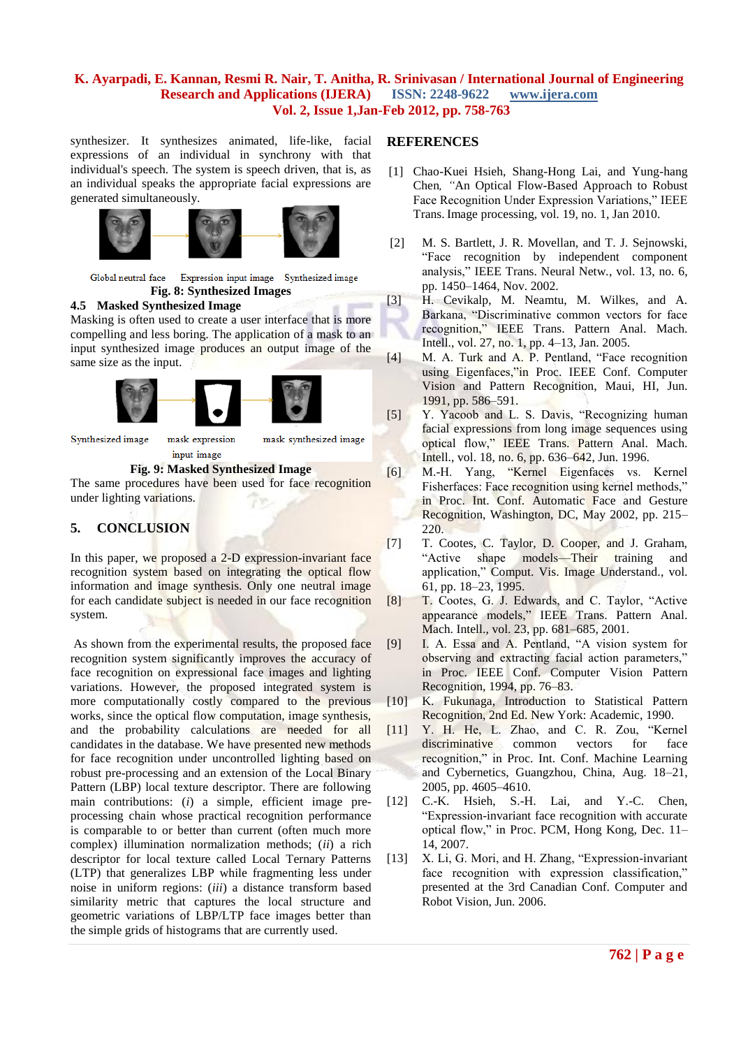synthesizer. It synthesizes animated, life-like, facial expressions of an individual in synchrony with that individual's speech. The system is speech driven, that is, as an individual speaks the appropriate facial expressions are generated simultaneously.

Global neutral face Expression input image Synthesized image

**Fig. 8: Synthesized Images**

### 4.5 Masked Synthesized Image

Masking is often used to create a user interface that is more compelling and less boring. The application of a mask to an input synthesized image produces an output image of the same size as the input.

Synthesized image mask expression input image mask synthesized image

**Fig. 9: Masked Synthesized Image**

The same procedures have been used for face recognition under lighting variations.

## 5. CONCLUSION

In this paper, we proposed a 2-D expression-invariant face recognition system based on integrating the optical flow information and image synthesis. Only one neutral image for each candidate subject is needed in our face recognition system.

As shown from the experimental results, the proposed face recognition system significantly improves the accuracy of face recognition on expressional face images and lighting variations. However, the proposed integrated system is more computationally costly compared to the previous works, since the optical flow computation, image synthesis, and the probability calculations are needed for all candidates in the database. We have presented new methods for face recognition under uncontrolled lighting based on robust pre-processing and an extension of the Local Binary Pattern (LBP) local texture descriptor. There are following main contributions: (*i*) a simple, efficient image pre-processing chain whose practical recognition performance is comparable to or better than current (often much more complex) illumination normalization methods; (*ii*) a rich descriptor for local texture called Local Ternary Patterns (LTP) that generalizes LBP while fragmenting less under noise in uniform regions: (*iii*) a distance transform based similarity metric that captures the local structure and geometric variations of LBP/LTP face images better than the simple grids of histograms that are currently used.

## REFERENCES

[1] Chao-Kuei Hsieh, Shang-Hong Lai, and Yung-hang Chen, *"*An Optical Flow-Based Approach to Robust Face Recognition Under Expression Variations," IEEE Trans. Image processing, vol. 19, no. 1, Jan 2010.

[2] M. S. Bartlett, J. R. Movellan, and T. J. Sejnowski, "Face recognition by independent component analysis," IEEE Trans. Neural Netw., vol. 13, no. 6, pp. 1450–1464, Nov. 2002.

[3] H. Cevikalp, M. Neamtu, M. Wilkes, and A. Barkana, "Discriminative common vectors for face recognition," IEEE Trans. Pattern Anal. Mach. Intell., vol. 27, no. 1, pp. 4–13, Jan. 2005.

[4] M. A. Turk and A. P. Pentland, "Face recognition using Eigenfaces,"in Proc. IEEE Conf. Computer Vision and Pattern Recognition, Maui, HI, Jun. 1991, pp. 586–591.

[5] Y. Yacoob and L. S. Davis, "Recognizing human facial expressions from long image sequences using optical flow," IEEE Trans. Pattern Anal. Mach. Intell., vol. 18, no. 6, pp. 636–642, Jun. 1996.

[6] M.-H. Yang, "Kernel Eigenfaces vs. Kernel Fisherfaces: Face recognition using kernel methods," in Proc. Int. Conf. Automatic Face and Gesture Recognition, Washington, DC, May 2002, pp. 215–220.

[7] T. Cootes, C. Taylor, D. Cooper, and J. Graham, "Active shape models—Their training and application," Comput. Vis. Image Understand., vol. 61, pp. 18–23, 1995.

[8] T. Cootes, G. J. Edwards, and C. Taylor, "Active appearance models," IEEE Trans. Pattern Anal. Mach. Intell., vol. 23, pp. 681–685, 2001.

[9] I. A. Essa and A. Pentland, "A vision system for observing and extracting facial action parameters," in Proc. IEEE Conf. Computer Vision Pattern Recognition, 1994, pp. 76–83.

[10] K. Fukunaga, Introduction to Statistical Pattern Recognition, 2nd Ed. New York: Academic, 1990.

[11] Y. H. He, L. Zhao, and C. R. Zou, "Kernel discriminative common vectors for face recognition," in Proc. Int. Conf. Machine Learning and Cybernetics, Guangzhou, China, Aug. 18–21, 2005, pp. 4605–4610.

[12] C.-K. Hsieh, S.-H. Lai, and Y.-C. Chen, "Expression-invariant face recognition with accurate optical flow," in Proc. PCM, Hong Kong, Dec. 11–14, 2007.

[13] X. Li, G. Mori, and H. Zhang, "Expression-invariant face recognition with expression classification," presented at the 3rd Canadian Conf. Computer and Robot Vision, Jun. 2006.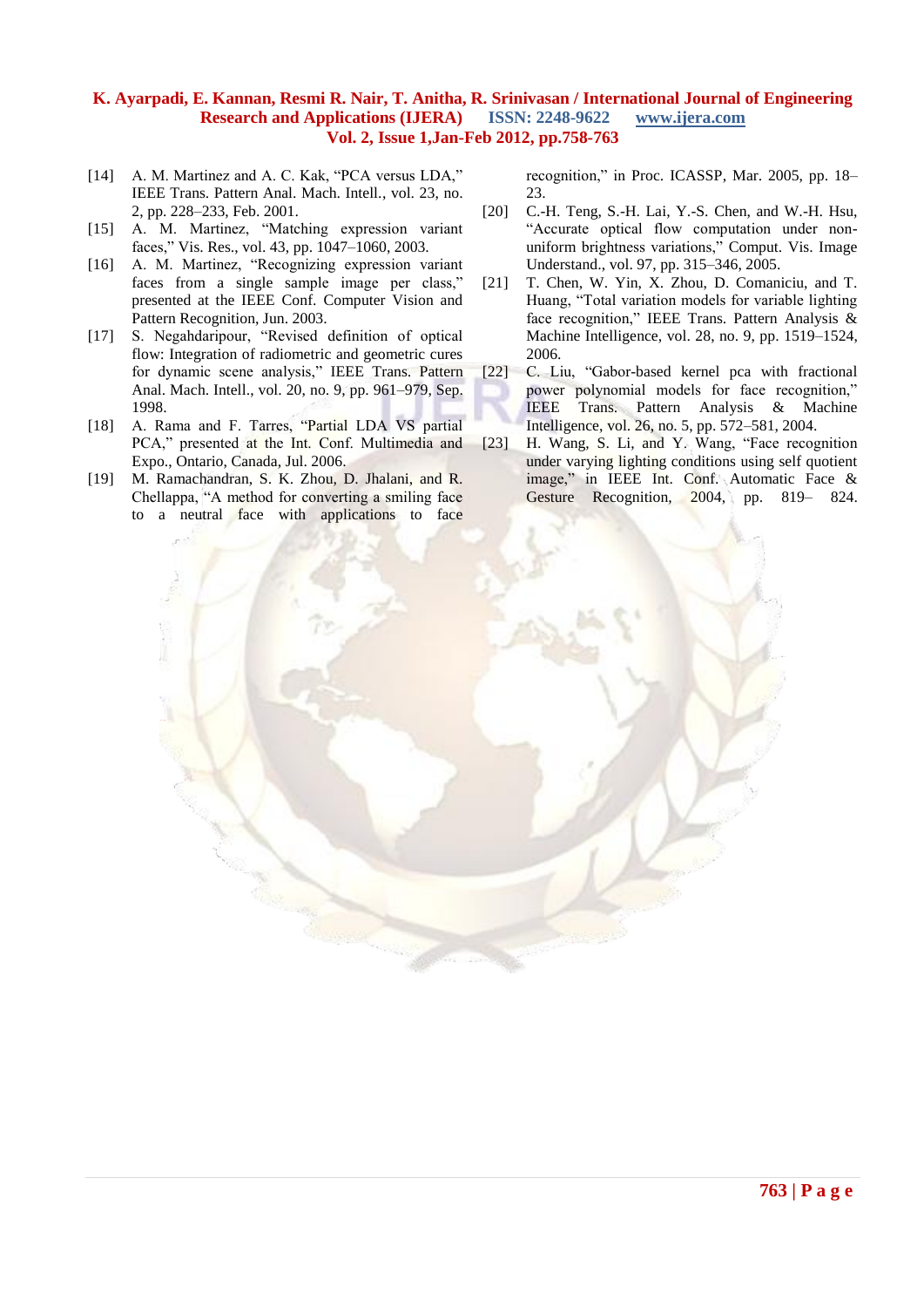[14] A. M. Martinez and A. C. Kak, "PCA versus LDA," IEEE Trans. Pattern Anal. Mach. Intell., vol. 23, no. 2, pp. 228–233, Feb. 2001.

[15] A. M. Martinez, "Matching expression variant faces," Vis. Res., vol. 43, pp. 1047–1060, 2003.

[16] A. M. Martinez, "Recognizing expression variant faces from a single sample image per class," presented at the IEEE Conf. Computer Vision and Pattern Recognition, Jun. 2003.

[17] S. Negahdaripour, "Revised definition of optical flow: Integration of radiometric and geometric cures for dynamic scene analysis," IEEE Trans. Pattern Anal. Mach. Intell., vol. 20, no. 9, pp. 961–979, Sep. 1998.

[18] A. Rama and F. Tarres, "Partial LDA VS partial PCA," presented at the Int. Conf. Multimedia and Expo., Ontario, Canada, Jul. 2006.

[19] M. Ramachandran, S. K. Zhou, D. Jhalani, and R. Chellappa, "A method for converting a smiling face to a neutral face with applications to face recognition," in Proc. ICASSP, Mar. 2005, pp. 18–23.

[20] C.-H. Teng, S.-H. Lai, Y.-S. Chen, and W.-H. Hsu, "Accurate optical flow computation under non-uniform brightness variations," Comput. Vis. Image Understand., vol. 97, pp. 315–346, 2005.

[21] T. Chen, W. Yin, X. Zhou, D. Comaniciu, and T. Huang, "Total variation models for variable lighting face recognition," IEEE Trans. Pattern Analysis & Machine Intelligence, vol. 28, no. 9, pp. 1519–1524, 2006.

[22] C. Liu, "Gabor-based kernel pca with fractional power polynomial models for face recognition," IEEE Trans. Pattern Analysis & Machine Intelligence, vol. 26, no. 5, pp. 572–581, 2004.

[23] H. Wang, S. Li, and Y. Wang, "Face recognition under varying lighting conditions using self quotient image," in IEEE Int. Conf. Automatic Face & Gesture Recognition, 2004, pp. 819– 824.